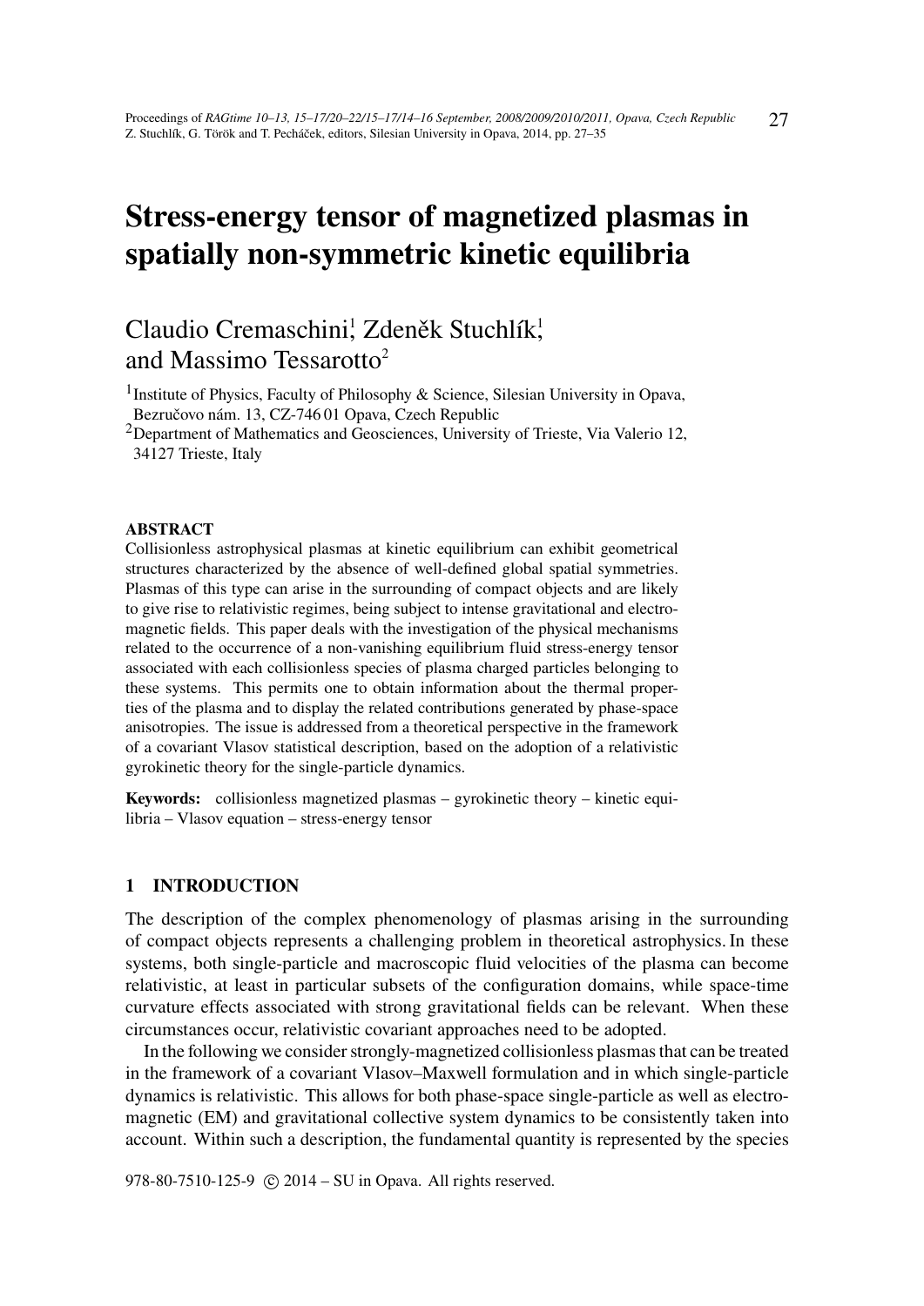# Stress-energy tensor of magnetized plasmas in spatially non-symmetric kinetic equilibria

Claudio Cremaschini[1], Zdeněk Stuchlík[1], and Massimo Tessarotto[2]

[1] Institute of Physics, Faculty of Philosophy & Science, Silesian University in Opava, Bezručovo nám. 13, CZ-746 01 Opava, Czech Republic

[2] Department of Mathematics and Geosciences, University of Trieste, Via Valerio 12, 34127 Trieste, Italy

**ABSTRACT**

Collisionless astrophysical plasmas at kinetic equilibrium can exhibit geometrical structures characterized by the absence of well-defined global spatial symmetries. Plasmas of this type can arise in the surrounding of compact objects and are likely to give rise to relativistic regimes, being subject to intense gravitational and electromagnetic fields. This paper deals with the investigation of the physical mechanisms related to the occurrence of a non-vanishing equilibrium fluid stress-energy tensor associated with each collisionless species of plasma charged particles belonging to these systems. This permits one to obtain information about the thermal properties of the plasma and to display the related contributions generated by phase-space anisotropies. The issue is addressed from a theoretical perspective in the framework of a covariant Vlasov statistical description, based on the adoption of a relativistic gyrokinetic theory for the single-particle dynamics.

**Keywords:** collisionless magnetized plasmas – gyrokinetic theory – kinetic equilibria – Vlasov equation – stress-energy tensor

## 1 INTRODUCTION

The description of the complex phenomenology of plasmas arising in the surrounding of compact objects represents a challenging problem in theoretical astrophysics. In these systems, both single-particle and macroscopic fluid velocities of the plasma can become relativistic, at least in particular subsets of the configuration domains, while space-time curvature effects associated with strong gravitational fields can be relevant. When these circumstances occur, relativistic covariant approaches need to be adopted.

In the following we consider strongly-magnetized collisionless plasmas that can be treated in the framework of a covariant Vlasov–Maxwell formulation and in which single-particle dynamics is relativistic. This allows for both phase-space single-particle as well as electromagnetic (EM) and gravitational collective system dynamics to be consistently taken into account. Within such a description, the fundamental quantity is represented by the species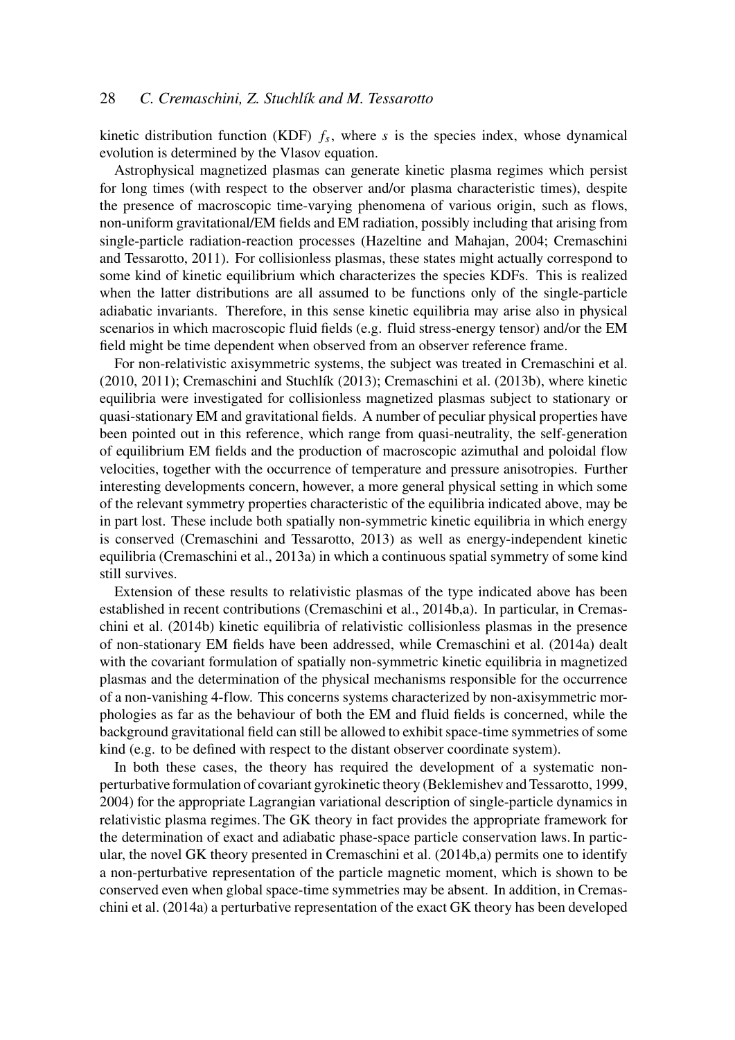kinetic distribution function (KDF) $f_s$, where $s$ is the species index, whose dynamical evolution is determined by the Vlasov equation.

Astrophysical magnetized plasmas can generate kinetic plasma regimes which persist for long times (with respect to the observer and/or plasma characteristic times), despite the presence of macroscopic time-varying phenomena of various origin, such as flows, non-uniform gravitational/EM fields and EM radiation, possibly including that arising from single-particle radiation-reaction processes (Hazeltine and Mahajan, 2004; Cremaschini and Tessarotto, 2011). For collisionless plasmas, these states might actually correspond to some kind of kinetic equilibrium which characterizes the species KDFs. This is realized when the latter distributions are all assumed to be functions only of the single-particle adiabatic invariants. Therefore, in this sense kinetic equilibria may arise also in physical scenarios in which macroscopic fluid fields (e.g. fluid stress-energy tensor) and/or the EM field might be time dependent when observed from an observer reference frame.

For non-relativistic axisymmetric systems, the subject was treated in Cremaschini et al. (2010, 2011); Cremaschini and Stuchlík (2013); Cremaschini et al. (2013b), where kinetic equilibria were investigated for collisionless magnetized plasmas subject to stationary or quasi-stationary EM and gravitational fields. A number of peculiar physical properties have been pointed out in this reference, which range from quasi-neutrality, the self-generation of equilibrium EM fields and the production of macroscopic azimuthal and poloidal flow velocities, together with the occurrence of temperature and pressure anisotropies. Further interesting developments concern, however, a more general physical setting in which some of the relevant symmetry properties characteristic of the equilibria indicated above, may be in part lost. These include both spatially non-symmetric kinetic equilibria in which energy is conserved (Cremaschini and Tessarotto, 2013) as well as energy-independent kinetic equilibria (Cremaschini et al., 2013a) in which a continuous spatial symmetry of some kind still survives.

Extension of these results to relativistic plasmas of the type indicated above has been established in recent contributions (Cremaschini et al., 2014b,a). In particular, in Cremaschini et al. (2014b) kinetic equilibria of relativistic collisionless plasmas in the presence of non-stationary EM fields have been addressed, while Cremaschini et al. (2014a) dealt with the covariant formulation of spatially non-symmetric kinetic equilibria in magnetized plasmas and the determination of the physical mechanisms responsible for the occurrence of a non-vanishing 4-flow. This concerns systems characterized by non-axisymmetric morphologies as far as the behaviour of both the EM and fluid fields is concerned, while the background gravitational field can still be allowed to exhibit space-time symmetries of some kind (e.g. to be defined with respect to the distant observer coordinate system).

In both these cases, the theory has required the development of a systematic non-perturbative formulation of covariant gyrokinetic theory (Beklemishev and Tessarotto, 1999, 2004) for the appropriate Lagrangian variational description of single-particle dynamics in relativistic plasma regimes. The GK theory in fact provides the appropriate framework for the determination of exact and adiabatic phase-space particle conservation laws. In particular, the novel GK theory presented in Cremaschini et al. (2014b,a) permits one to identify a non-perturbative representation of the particle magnetic moment, which is shown to be conserved even when global space-time symmetries may be absent. In addition, in Cremaschini et al. (2014a) a perturbative representation of the exact GK theory has been developed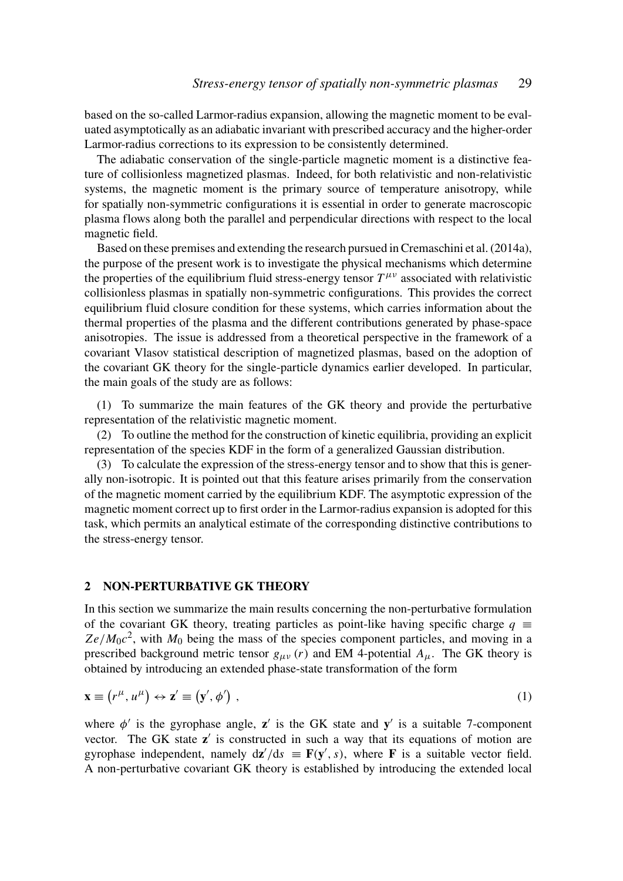based on the so-called Larmor-radius expansion, allowing the magnetic moment to be evaluated asymptotically as an adiabatic invariant with prescribed accuracy and the higher-order Larmor-radius corrections to its expression to be consistently determined.

The adiabatic conservation of the single-particle magnetic moment is a distinctive feature of collisionless magnetized plasmas. Indeed, for both relativistic and non-relativistic systems, the magnetic moment is the primary source of temperature anisotropy, while for spatially non-symmetric configurations it is essential in order to generate macroscopic plasma flows along both the parallel and perpendicular directions with respect to the local magnetic field.

Based on these premises and extending the research pursued in Cremaschini et al. (2014a), the purpose of the present work is to investigate the physical mechanisms which determine the properties of the equilibrium fluid stress-energy tensor $T^{\mu\nu}$ associated with relativistic collisionless plasmas in spatially non-symmetric configurations. This provides the correct equilibrium fluid closure condition for these systems, which carries information about the thermal properties of the plasma and the different contributions generated by phase-space anisotropies. The issue is addressed from a theoretical perspective in the framework of a covariant Vlasov statistical description of magnetized plasmas, based on the adoption of the covariant GK theory for the single-particle dynamics earlier developed. In particular, the main goals of the study are as follows:

(1) To summarize the main features of the GK theory and provide the perturbative representation of the relativistic magnetic moment.

(2) To outline the method for the construction of kinetic equilibria, providing an explicit representation of the species KDF in the form of a generalized Gaussian distribution.

(3) To calculate the expression of the stress-energy tensor and to show that this is generally non-isotropic. It is pointed out that this feature arises primarily from the conservation of the magnetic moment carried by the equilibrium KDF. The asymptotic expression of the magnetic moment correct up to first order in the Larmor-radius expansion is adopted for this task, which permits an analytical estimate of the corresponding distinctive contributions to the stress-energy tensor.

## 2 NON-PERTURBATIVE GK THEORY

In this section we summarize the main results concerning the non-perturbative formulation of the covariant GK theory, treating particles as point-like having specific charge $q \equiv Ze/M_0c^2$, with $M_0$ being the mass of the species component particles, and moving in a prescribed background metric tensor $g_{\mu\nu}(r)$ and EM 4-potential $A_\mu$. The GK theory is obtained by introducing an extended phase-state transformation of the form

$$\mathbf{x} \equiv \left(r^\mu, u^\mu\right) \leftrightarrow \mathbf{z}' \equiv \left(\mathbf{y}', \phi'\right) , \tag{1}$$

where $\phi'$ is the gyrophase angle, $\mathbf{z}'$ is the GK state and $\mathbf{y}'$ is a suitable 7-component vector. The GK state $\mathbf{z}'$ is constructed in such a way that its equations of motion are gyrophase independent, namely $\mathrm{d}\mathbf{z}'/\mathrm{d}s \equiv \mathbf{F}(\mathbf{y}', s)$, where $\mathbf{F}$ is a suitable vector field. A non-perturbative covariant GK theory is established by introducing the extended local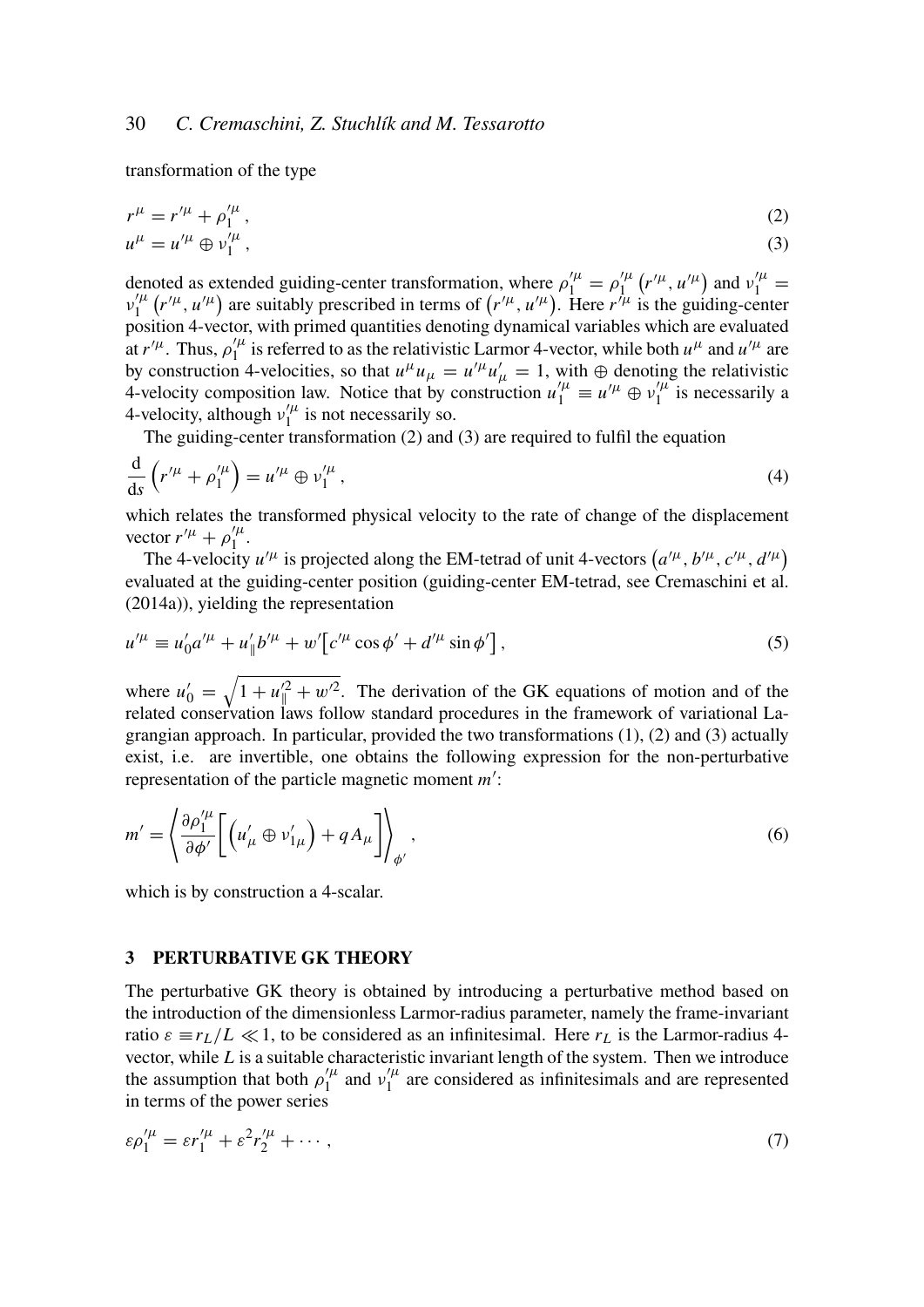transformation of the type

$$r^{\mu} = r'^{\mu} + \rho_1'^{\mu}, \tag{2}$$

$$u^{\mu} = u'^{\mu} \oplus \nu_1'^{\mu}, \tag{3}$$

denoted as extended guiding-center transformation, where $\rho_1'^{\mu} = \rho_1'^{\mu}\left(r'^{\mu}, u'^{\mu}\right)$ and $\nu_1'^{\mu} = \nu_1'^{\mu}\left(r'^{\mu}, u'^{\mu}\right)$ are suitably prescribed in terms of $\left(r'^{\mu}, u'^{\mu}\right)$. Here $r'^{\mu}$ is the guiding-center position 4-vector, with primed quantities denoting dynamical variables which are evaluated at $r'^{\mu}$. Thus, $\rho_1'^{\mu}$ is referred to as the relativistic Larmor 4-vector, while both $u^{\mu}$ and $u'^{\mu}$ are by construction 4-velocities, so that $u^{\mu}u_{\mu} = u'^{\mu}u'_{\mu} = 1$, with $\oplus$ denoting the relativistic 4-velocity composition law. Notice that by construction $u_1'^{\mu} \equiv u'^{\mu} \oplus \nu_1'^{\mu}$ is necessarily a 4-velocity, although $\nu_1'^{\mu}$ is not necessarily so.

The guiding-center transformation (2) and (3) are required to fulfil the equation

$$\frac{\mathrm{d}}{\mathrm{d}s}\left(r'^{\mu} + \rho_1'^{\mu}\right) = u'^{\mu} \oplus \nu_1'^{\mu}, \tag{4}$$

which relates the transformed physical velocity to the rate of change of the displacement vector $r'^{\mu} + \rho_1'^{\mu}$.

The 4-velocity $u'^{\mu}$ is projected along the EM-tetrad of unit 4-vectors $\left(a'^{\mu}, b'^{\mu}, c'^{\mu}, d'^{\mu}\right)$ evaluated at the guiding-center position (guiding-center EM-tetrad, see Cremaschini et al. (2014a)), yielding the representation

$$u'^{\mu} \equiv u_0' a'^{\mu} + u_{\parallel}' b'^{\mu} + w'\left[c'^{\mu}\cos\phi' + d'^{\mu}\sin\phi'\right], \tag{5}$$

where $u_0' = \sqrt{1 + u_{\parallel}'^2 + w'^2}$. The derivation of the GK equations of motion and of the related conservation laws follow standard procedures in the framework of variational Lagrangian approach. In particular, provided the two transformations (1), (2) and (3) actually exist, i.e. are invertible, one obtains the following expression for the non-perturbative representation of the particle magnetic moment $m'$:

$$m' = \left\langle \frac{\partial \rho_1'^{\mu}}{\partial \phi'}\left[\left(u'_{\mu} \oplus \nu'_{1\mu}\right) + qA_{\mu}\right]\right\rangle_{\phi'}, \tag{6}$$

which is by construction a 4-scalar.

## 3 PERTURBATIVE GK THEORY

The perturbative GK theory is obtained by introducing a perturbative method based on the introduction of the dimensionless Larmor-radius parameter, namely the frame-invariant ratio $\varepsilon \equiv r_L/L \ll 1$, to be considered as an infinitesimal. Here $r_L$ is the Larmor-radius 4-vector, while $L$ is a suitable characteristic invariant length of the system. Then we introduce the assumption that both $\rho_1'^{\mu}$ and $\nu_1'^{\mu}$ are considered as infinitesimals and are represented in terms of the power series

$$\varepsilon\rho_1'^{\mu} = \varepsilon r_1'^{\mu} + \varepsilon^2 r_2'^{\mu} + \cdots, \tag{7}$$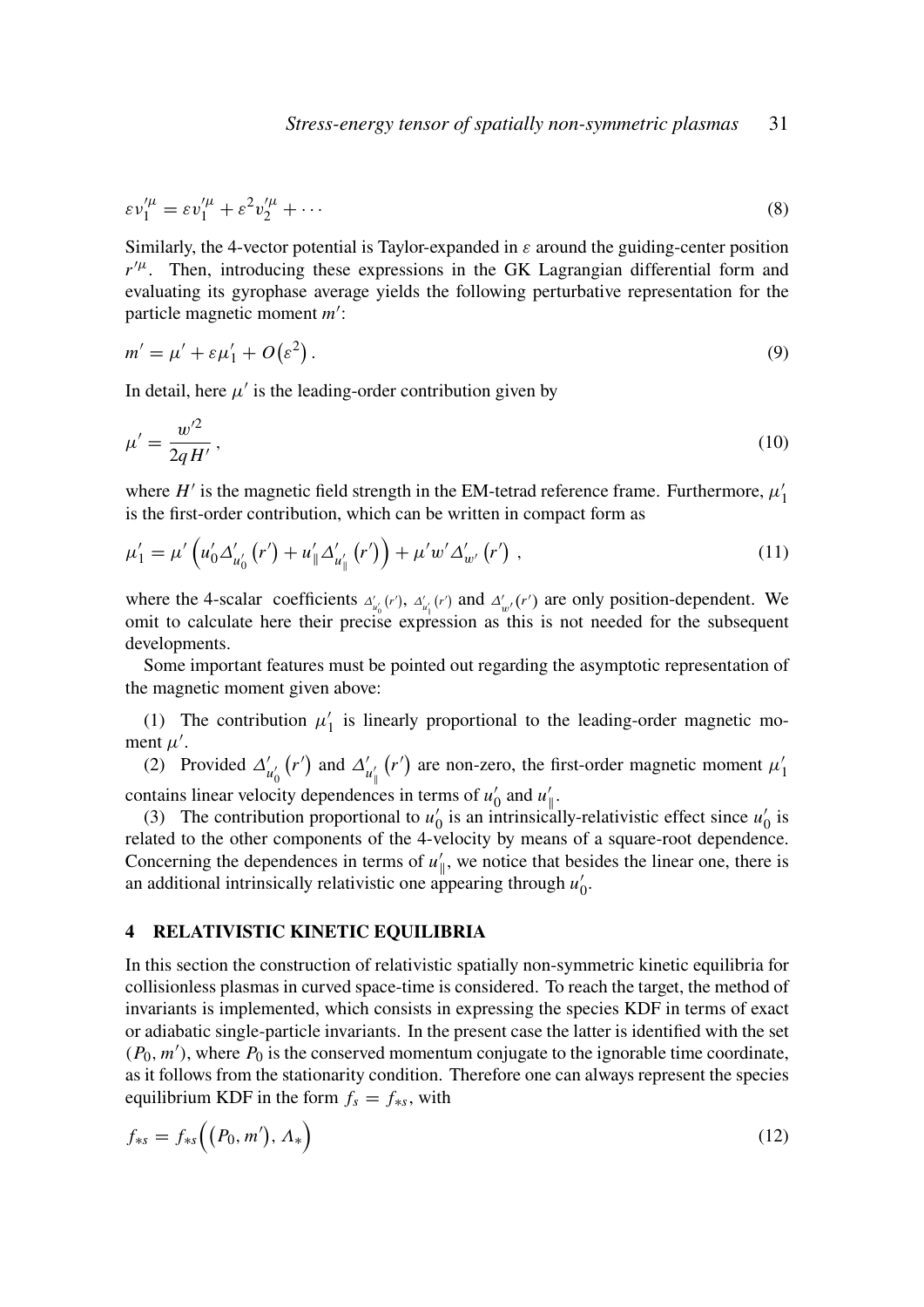$$\varepsilon v_1^{\prime\mu} = \varepsilon v_1^{\prime\mu} + \varepsilon^2 v_2^{\prime\mu} + \cdots \tag{8}$$

Similarly, the 4-vector potential is Taylor-expanded in $\varepsilon$ around the guiding-center position $r'^{\mu}$. Then, introducing these expressions in the GK Lagrangian differential form and evaluating its gyrophase average yields the following perturbative representation for the particle magnetic moment $m'$:

$$m' = \mu' + \varepsilon\mu_1' + O\left(\varepsilon^2\right). \tag{9}$$

In detail, here $\mu'$ is the leading-order contribution given by

$$\mu' = \frac{w'^2}{2qH'}, \tag{10}$$

where $H'$ is the magnetic field strength in the EM-tetrad reference frame. Furthermore, $\mu_1'$ is the first-order contribution, which can be written in compact form as

$$\mu_1' = \mu'\left(u_0'\Delta'_{u_0'}\left(r'\right) + u_\parallel'\Delta'_{u_\parallel'}\left(r'\right)\right) + \mu' w'\Delta'_{w'}\left(r'\right), \tag{11}$$

where the 4-scalar coefficients $\Delta'_{u_0'}(r')$, $\Delta'_{u_\parallel'}(r')$ and $\Delta'_{w'}(r')$ are only position-dependent. We omit to calculate here their precise expression as this is not needed for the subsequent developments.

Some important features must be pointed out regarding the asymptotic representation of the magnetic moment given above:

(1) The contribution $\mu_1'$ is linearly proportional to the leading-order magnetic moment $\mu'$.

(2) Provided $\Delta'_{u_0'}\left(r'\right)$ and $\Delta'_{u_\parallel'}\left(r'\right)$ are non-zero, the first-order magnetic moment $\mu_1'$ contains linear velocity dependences in terms of $u_0'$ and $u_\parallel'$.

(3) The contribution proportional to $u_0'$ is an intrinsically-relativistic effect since $u_0'$ is related to the other components of the 4-velocity by means of a square-root dependence. Concerning the dependences in terms of $u_\parallel'$, we notice that besides the linear one, there is an additional intrinsically relativistic one appearing through $u_0'$.

## 4 RELATIVISTIC KINETIC EQUILIBRIA

In this section the construction of relativistic spatially non-symmetric kinetic equilibria for collisionless plasmas in curved space-time is considered. To reach the target, the method of invariants is implemented, which consists in expressing the species KDF in terms of exact or adiabatic single-particle invariants. In the present case the latter is identified with the set $(P_0, m')$, where $P_0$ is the conserved momentum conjugate to the ignorable time coordinate, as it follows from the stationarity condition. Therefore one can always represent the species equilibrium KDF in the form $f_s = f_{*s}$, with

$$f_{*s} = f_{*s}\Big(\left(P_0, m'\right), \Lambda_*\Big) \tag{12}$$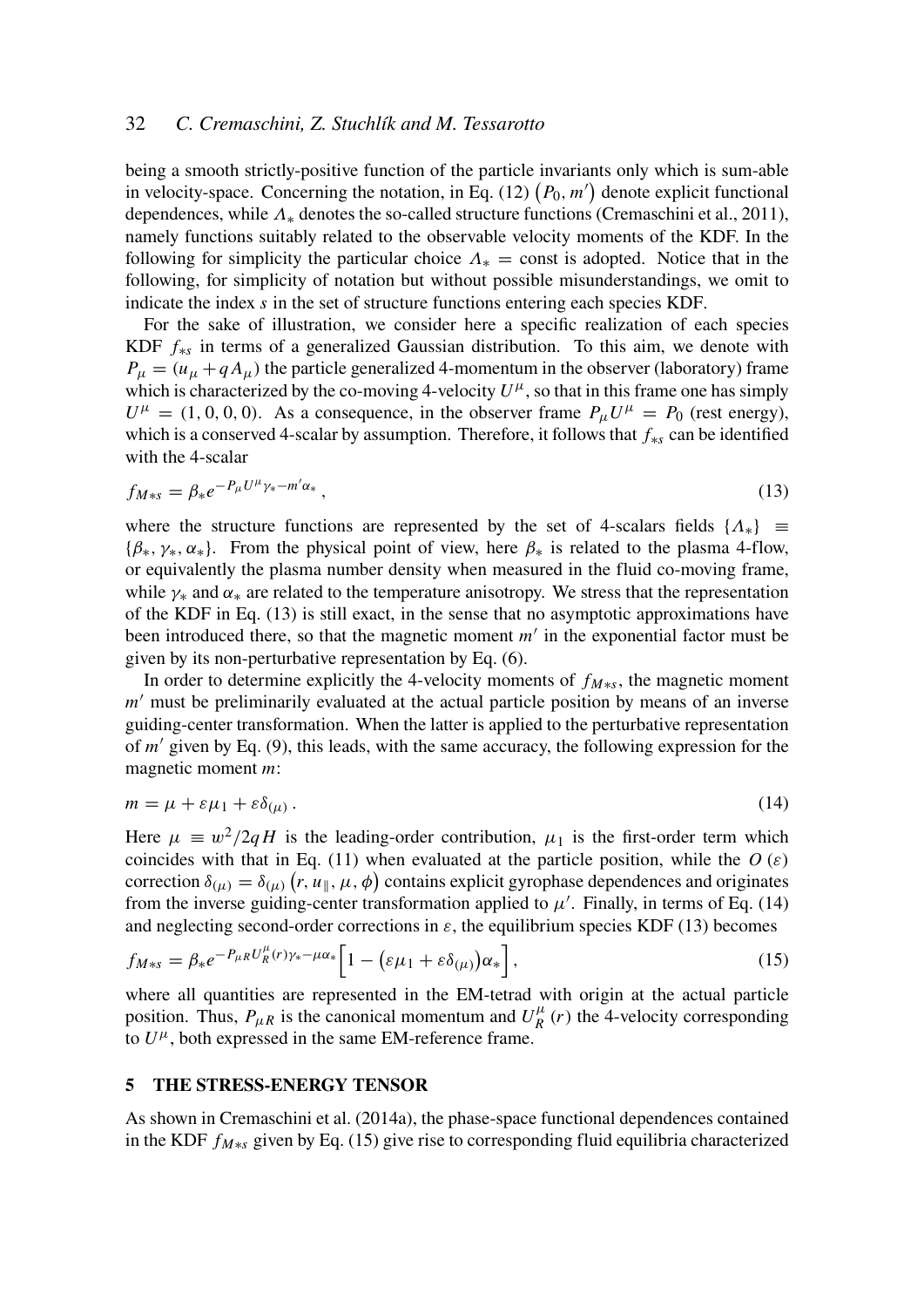being a smooth strictly-positive function of the particle invariants only which is sum-able in velocity-space. Concerning the notation, in Eq. (12) $\left(P_0, m'\right)$ denote explicit functional dependences, while $\Lambda_*$ denotes the so-called structure functions (Cremaschini et al., 2011), namely functions suitably related to the observable velocity moments of the KDF. In the following for simplicity the particular choice $\Lambda_* = \text{const}$ is adopted. Notice that in the following, for simplicity of notation but without possible misunderstandings, we omit to indicate the index $s$ in the set of structure functions entering each species KDF.

For the sake of illustration, we consider here a specific realization of each species KDF $f_{*s}$ in terms of a generalized Gaussian distribution. To this aim, we denote with $P_\mu = (u_\mu + qA_\mu)$ the particle generalized 4-momentum in the observer (laboratory) frame which is characterized by the co-moving 4-velocity $U^\mu$, so that in this frame one has simply $U^\mu = (1, 0, 0, 0)$. As a consequence, in the observer frame $P_\mu U^\mu = P_0$ (rest energy), which is a conserved 4-scalar by assumption. Therefore, it follows that $f_{*s}$ can be identified with the 4-scalar

$$f_{M*s} = \beta_* e^{-P_\mu U^\mu \gamma_* - m'\alpha_*}, \tag{13}$$

where the structure functions are represented by the set of 4-scalars fields $\{\Lambda_*\} \equiv \{\beta_*, \gamma_*, \alpha_*\}$. From the physical point of view, here $\beta_*$ is related to the plasma 4-flow, or equivalently the plasma number density when measured in the fluid co-moving frame, while $\gamma_*$ and $\alpha_*$ are related to the temperature anisotropy. We stress that the representation of the KDF in Eq. (13) is still exact, in the sense that no asymptotic approximations have been introduced there, so that the magnetic moment $m'$ in the exponential factor must be given by its non-perturbative representation by Eq. (6).

In order to determine explicitly the 4-velocity moments of $f_{M*s}$, the magnetic moment $m'$ must be preliminarily evaluated at the actual particle position by means of an inverse guiding-center transformation. When the latter is applied to the perturbative representation of $m'$ given by Eq. (9), this leads, with the same accuracy, the following expression for the magnetic moment $m$:

$$m = \mu + \varepsilon\mu_1 + \varepsilon\delta_{(\mu)}. \tag{14}$$

Here $\mu \equiv w^2/2qH$ is the leading-order contribution, $\mu_1$ is the first-order term which coincides with that in Eq. (11) when evaluated at the particle position, while the $O(\varepsilon)$ correction $\delta_{(\mu)} = \delta_{(\mu)}\left(r, u_\parallel, \mu, \phi\right)$ contains explicit gyrophase dependences and originates from the inverse guiding-center transformation applied to $\mu'$. Finally, in terms of Eq. (14) and neglecting second-order corrections in $\varepsilon$, the equilibrium species KDF (13) becomes

$$f_{M*s} = \beta_* e^{-P_{\mu R} U_R^\mu(r)\gamma_* - \mu\alpha_*}\left[1 - \left(\varepsilon\mu_1 + \varepsilon\delta_{(\mu)}\right)\alpha_*\right], \tag{15}$$

where all quantities are represented in the EM-tetrad with origin at the actual particle position. Thus, $P_{\mu R}$ is the canonical momentum and $U_R^\mu(r)$ the 4-velocity corresponding to $U^\mu$, both expressed in the same EM-reference frame.

## 5 THE STRESS-ENERGY TENSOR

As shown in Cremaschini et al. (2014a), the phase-space functional dependences contained in the KDF $f_{M*s}$ given by Eq. (15) give rise to corresponding fluid equilibria characterized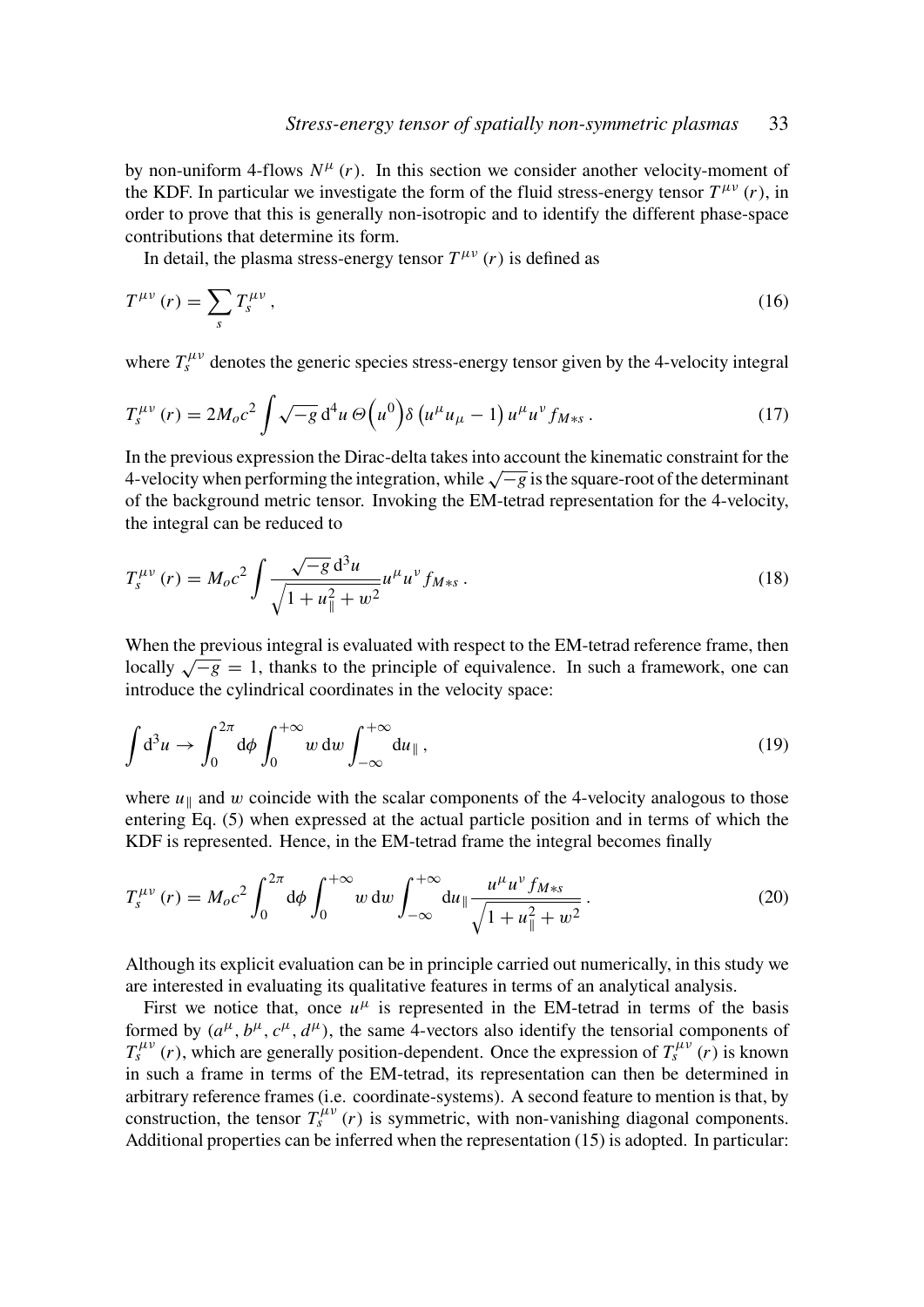by non-uniform 4-flows $N^{\mu}(r)$. In this section we consider another velocity-moment of the KDF. In particular we investigate the form of the fluid stress-energy tensor $T^{\mu\nu}(r)$, in order to prove that this is generally non-isotropic and to identify the different phase-space contributions that determine its form.

In detail, the plasma stress-energy tensor $T^{\mu\nu}(r)$ is defined as

$$T^{\mu\nu}(r) = \sum_{s} T_{s}^{\mu\nu}, \tag{16}$$

where $T_{s}^{\mu\nu}$ denotes the generic species stress-energy tensor given by the 4-velocity integral

$$T_{s}^{\mu\nu}(r) = 2M_{o}c^{2} \int \sqrt{-g}\, \mathrm{d}^{4}u\, \Theta\left(u^{0}\right) \delta\left(u^{\mu}u_{\mu} - 1\right) u^{\mu}u^{\nu} f_{M*s}\,. \tag{17}$$

In the previous expression the Dirac-delta takes into account the kinematic constraint for the 4-velocity when performing the integration, while $\sqrt{-g}$ is the square-root of the determinant of the background metric tensor. Invoking the EM-tetrad representation for the 4-velocity, the integral can be reduced to

$$T_{s}^{\mu\nu}(r) = M_{o}c^{2} \int \frac{\sqrt{-g}\, \mathrm{d}^{3}u}{\sqrt{1 + u_{\parallel}^{2} + w^{2}}} u^{\mu}u^{\nu} f_{M*s}\,. \tag{18}$$

When the previous integral is evaluated with respect to the EM-tetrad reference frame, then locally $\sqrt{-g} = 1$, thanks to the principle of equivalence. In such a framework, one can introduce the cylindrical coordinates in the velocity space:

$$\int \mathrm{d}^{3}u \to \int_{0}^{2\pi} \mathrm{d}\phi \int_{0}^{+\infty} w\, \mathrm{d}w \int_{-\infty}^{+\infty} \mathrm{d}u_{\parallel}\,, \tag{19}$$

where $u_{\parallel}$ and $w$ coincide with the scalar components of the 4-velocity analogous to those entering Eq. (5) when expressed at the actual particle position and in terms of which the KDF is represented. Hence, in the EM-tetrad frame the integral becomes finally

$$T_{s}^{\mu\nu}(r) = M_{o}c^{2} \int_{0}^{2\pi} \mathrm{d}\phi \int_{0}^{+\infty} w\, \mathrm{d}w \int_{-\infty}^{+\infty} \mathrm{d}u_{\parallel} \frac{u^{\mu}u^{\nu} f_{M*s}}{\sqrt{1 + u_{\parallel}^{2} + w^{2}}}\,. \tag{20}$$

Although its explicit evaluation can be in principle carried out numerically, in this study we are interested in evaluating its qualitative features in terms of an analytical analysis.

First we notice that, once $u^{\mu}$ is represented in the EM-tetrad in terms of the basis formed by $(a^{\mu}, b^{\mu}, c^{\mu}, d^{\mu})$, the same 4-vectors also identify the tensorial components of $T_{s}^{\mu\nu}(r)$, which are generally position-dependent. Once the expression of $T_{s}^{\mu\nu}(r)$ is known in such a frame in terms of the EM-tetrad, its representation can then be determined in arbitrary reference frames (i.e. coordinate-systems). A second feature to mention is that, by construction, the tensor $T_{s}^{\mu\nu}(r)$ is symmetric, with non-vanishing diagonal components. Additional properties can be inferred when the representation (15) is adopted. In particular: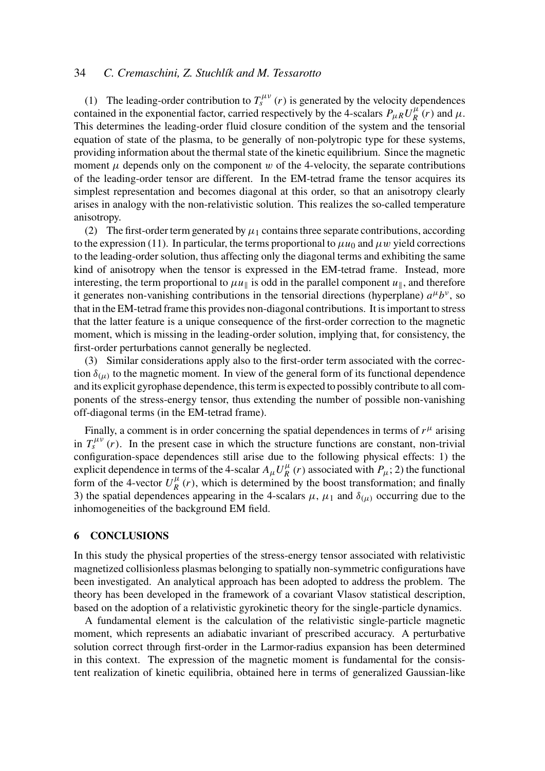(1) The leading-order contribution to $T_s^{\mu\nu}(r)$ is generated by the velocity dependences contained in the exponential factor, carried respectively by the 4-scalars $P_{\mu R}U_R^{\mu}(r)$ and $\mu$. This determines the leading-order fluid closure condition of the system and the tensorial equation of state of the plasma, to be generally of non-polytropic type for these systems, providing information about the thermal state of the kinetic equilibrium. Since the magnetic moment $\mu$ depends only on the component $w$ of the 4-velocity, the separate contributions of the leading-order tensor are different. In the EM-tetrad frame the tensor acquires its simplest representation and becomes diagonal at this order, so that an anisotropy clearly arises in analogy with the non-relativistic solution. This realizes the so-called temperature anisotropy.

(2) The first-order term generated by $\mu_1$ contains three separate contributions, according to the expression (11). In particular, the terms proportional to $\mu u_0$ and $\mu w$ yield corrections to the leading-order solution, thus affecting only the diagonal terms and exhibiting the same kind of anisotropy when the tensor is expressed in the EM-tetrad frame. Instead, more interesting, the term proportional to $\mu u_{\parallel}$ is odd in the parallel component $u_{\parallel}$, and therefore it generates non-vanishing contributions in the tensorial directions (hyperplane) $a^{\mu}b^{\nu}$, so that in the EM-tetrad frame this provides non-diagonal contributions. It is important to stress that the latter feature is a unique consequence of the first-order correction to the magnetic moment, which is missing in the leading-order solution, implying that, for consistency, the first-order perturbations cannot generally be neglected.

(3) Similar considerations apply also to the first-order term associated with the correction $\delta_{(\mu)}$ to the magnetic moment. In view of the general form of its functional dependence and its explicit gyrophase dependence, this term is expected to possibly contribute to all components of the stress-energy tensor, thus extending the number of possible non-vanishing off-diagonal terms (in the EM-tetrad frame).

Finally, a comment is in order concerning the spatial dependences in terms of $r^{\mu}$ arising in $T_s^{\mu\nu}(r)$. In the present case in which the structure functions are constant, non-trivial configuration-space dependences still arise due to the following physical effects: 1) the explicit dependence in terms of the 4-scalar $A_{\mu}U_R^{\mu}(r)$ associated with $P_{\mu}$; 2) the functional form of the 4-vector $U_R^{\mu}(r)$, which is determined by the boost transformation; and finally 3) the spatial dependences appearing in the 4-scalars $\mu$, $\mu_1$ and $\delta_{(\mu)}$ occurring due to the inhomogeneities of the background EM field.

## 6 CONCLUSIONS

In this study the physical properties of the stress-energy tensor associated with relativistic magnetized collisionless plasmas belonging to spatially non-symmetric configurations have been investigated. An analytical approach has been adopted to address the problem. The theory has been developed in the framework of a covariant Vlasov statistical description, based on the adoption of a relativistic gyrokinetic theory for the single-particle dynamics.

A fundamental element is the calculation of the relativistic single-particle magnetic moment, which represents an adiabatic invariant of prescribed accuracy. A perturbative solution correct through first-order in the Larmor-radius expansion has been determined in this context. The expression of the magnetic moment is fundamental for the consistent realization of kinetic equilibria, obtained here in terms of generalized Gaussian-like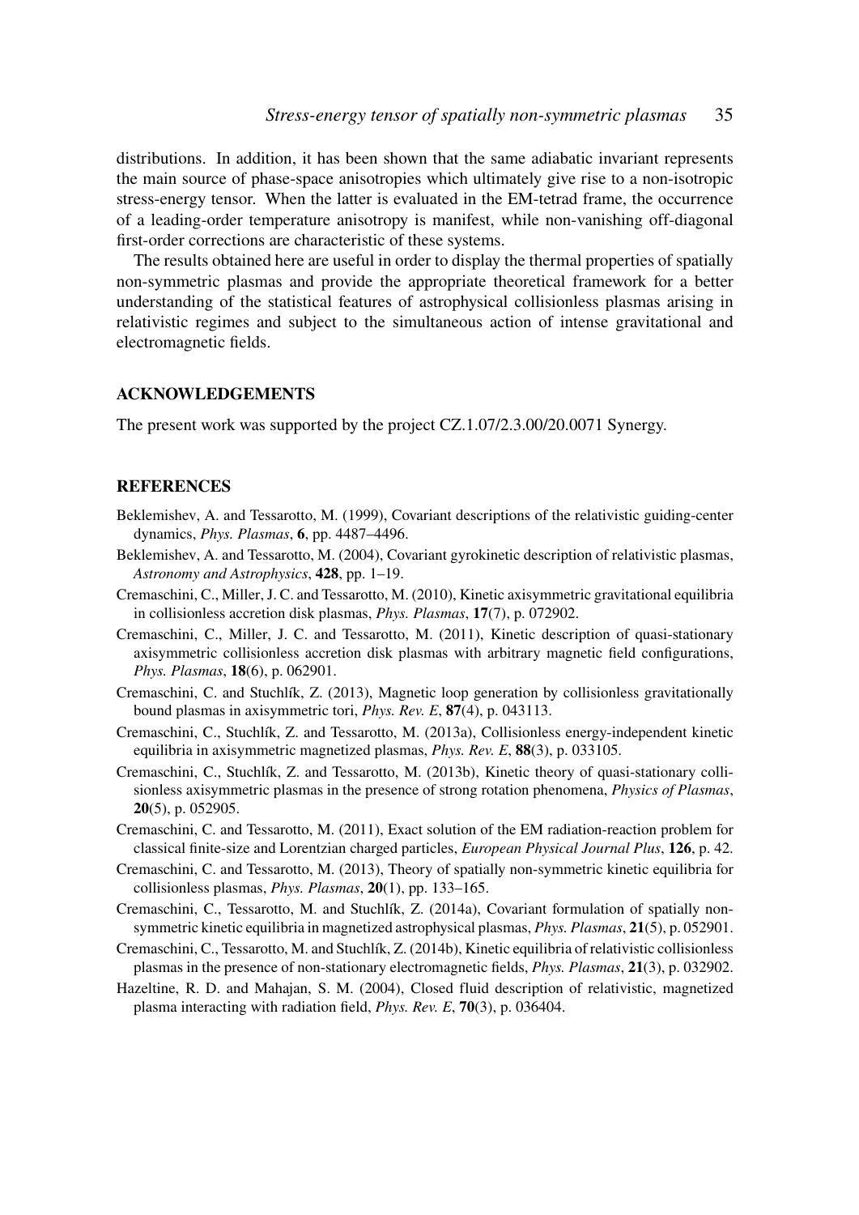distributions. In addition, it has been shown that the same adiabatic invariant represents the main source of phase-space anisotropies which ultimately give rise to a non-isotropic stress-energy tensor. When the latter is evaluated in the EM-tetrad frame, the occurrence of a leading-order temperature anisotropy is manifest, while non-vanishing off-diagonal first-order corrections are characteristic of these systems.

The results obtained here are useful in order to display the thermal properties of spatially non-symmetric plasmas and provide the appropriate theoretical framework for a better understanding of the statistical features of astrophysical collisionless plasmas arising in relativistic regimes and subject to the simultaneous action of intense gravitational and electromagnetic fields.

## ACKNOWLEDGEMENTS

The present work was supported by the project CZ.1.07/2.3.00/20.0071 Synergy.

## REFERENCES

Beklemishev, A. and Tessarotto, M. (1999), Covariant descriptions of the relativistic guiding-center dynamics, *Phys. Plasmas*, **6**, pp. 4487–4496.

Beklemishev, A. and Tessarotto, M. (2004), Covariant gyrokinetic description of relativistic plasmas, *Astronomy and Astrophysics*, **428**, pp. 1–19.

Cremaschini, C., Miller, J. C. and Tessarotto, M. (2010), Kinetic axisymmetric gravitational equilibria in collisionless accretion disk plasmas, *Phys. Plasmas*, **17**(7), p. 072902.

Cremaschini, C., Miller, J. C. and Tessarotto, M. (2011), Kinetic description of quasi-stationary axisymmetric collisionless accretion disk plasmas with arbitrary magnetic field configurations, *Phys. Plasmas*, **18**(6), p. 062901.

Cremaschini, C. and Stuchlík, Z. (2013), Magnetic loop generation by collisionless gravitationally bound plasmas in axisymmetric tori, *Phys. Rev. E*, **87**(4), p. 043113.

Cremaschini, C., Stuchlík, Z. and Tessarotto, M. (2013a), Collisionless energy-independent kinetic equilibria in axisymmetric magnetized plasmas, *Phys. Rev. E*, **88**(3), p. 033105.

Cremaschini, C., Stuchlík, Z. and Tessarotto, M. (2013b), Kinetic theory of quasi-stationary collisionless axisymmetric plasmas in the presence of strong rotation phenomena, *Physics of Plasmas*, **20**(5), p. 052905.

Cremaschini, C. and Tessarotto, M. (2011), Exact solution of the EM radiation-reaction problem for classical finite-size and Lorentzian charged particles, *European Physical Journal Plus*, **126**, p. 42.

Cremaschini, C. and Tessarotto, M. (2013), Theory of spatially non-symmetric kinetic equilibria for collisionless plasmas, *Phys. Plasmas*, **20**(1), pp. 133–165.

Cremaschini, C., Tessarotto, M. and Stuchlík, Z. (2014a), Covariant formulation of spatially non-symmetric kinetic equilibria in magnetized astrophysical plasmas, *Phys. Plasmas*, **21**(5), p. 052901.

Cremaschini, C., Tessarotto, M. and Stuchlík, Z. (2014b), Kinetic equilibria of relativistic collisionless plasmas in the presence of non-stationary electromagnetic fields, *Phys. Plasmas*, **21**(3), p. 032902.

Hazeltine, R. D. and Mahajan, S. M. (2004), Closed fluid description of relativistic, magnetized plasma interacting with radiation field, *Phys. Rev. E*, **70**(3), p. 036404.